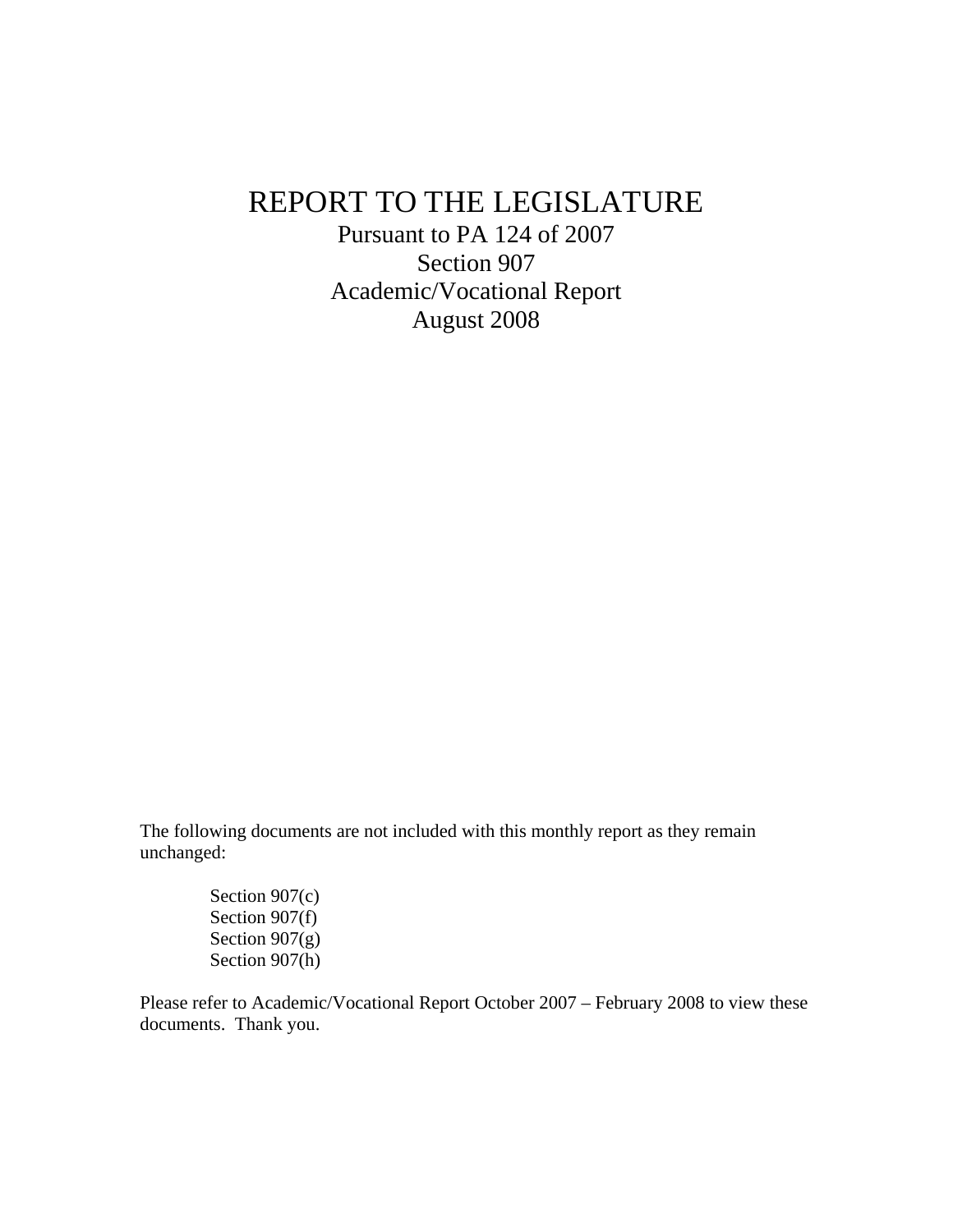# REPORT TO THE LEGISLATURE

Pursuant to PA 124 of 2007
Section 907
Academic/Vocational Report
August 2008

The following documents are not included with this monthly report as they remain unchanged:

- Section 907(c)
- Section 907(f)
- Section 907(g)
- Section 907(h)

Please refer to Academic/Vocational Report October 2007 – February 2008 to view these documents. Thank you.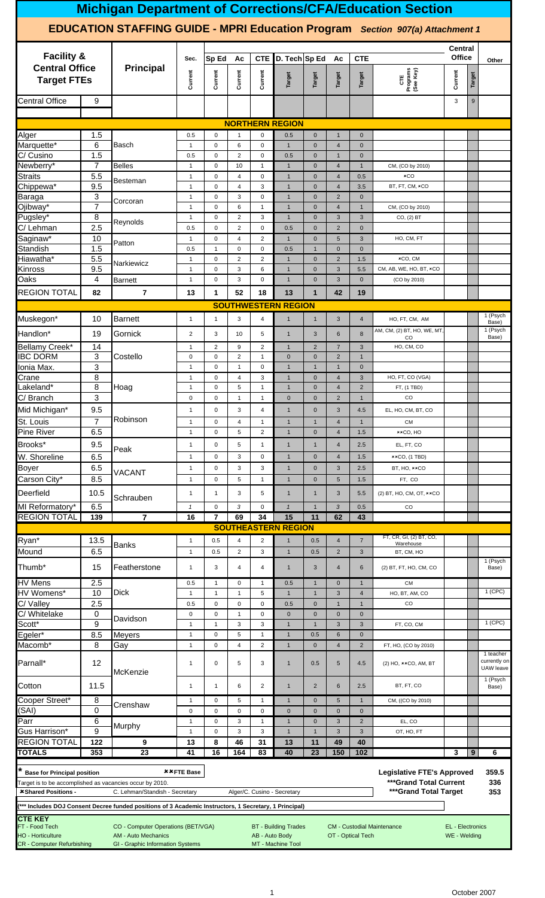# Michigan Department of Corrections/CFA/Education Section

## EDUCATION STAFFING GUIDE - MPRI Education Program *Section 907(a) Attachment 1*

| Facility & Central Office Target FTEs | | Principal | Sec. Current | Sp Ed Current | Ac Current | CTE Current | D. Tech Target | Sp Ed Target | Ac Target | CTE Target | CTE Programs (See Key) | Central Office Current | Central Office Target | Other |
|---|---|---|---|---|---|---|---|---|---|---|---|---|---|---|
| Central Office | 9 | | | | | | | | | | | 3 | 9 | |
| **NORTHERN REGION** | | | | | | | | | | | | | | |
| Alger | 1.5 | | 0.5 | 0 | 1 | 0 | 0.5 | 0 | 1 | 0 | | | | |
| Marquette* | 6 | Basch | 1 | 0 | 6 | 0 | 1 | 0 | 4 | 0 | | | | |
| C/ Cusino | 1.5 | | 0.5 | 0 | 2 | 0 | 0.5 | 0 | 1 | 0 | | | | |
| Newberry* | 7 | Belles | 1 | 0 | 10 | 1 | 1 | 0 | 4 | 1 | CM, (CO by 2010) | | | |
| Straits | 5.5 | Besteman | 1 | 0 | 4 | 0 | 1 | 0 | 4 | 0.5 | ×CO | | | |
| Chippewa* | 9.5 | | 1 | 0 | 4 | 3 | 1 | 0 | 4 | 3.5 | BT, FT, CM, ×CO | | | |
| Baraga | 3 | Corcoran | 1 | 0 | 3 | 0 | 1 | 0 | 2 | 0 | | | | |
| Ojibway* | 7 | | 1 | 0 | 6 | 1 | 1 | 0 | 4 | 1 | CM, (CO by 2010) | | | |
| Pugsley* | 8 | Reynolds | 1 | 0 | 2 | 3 | 1 | 0 | 3 | 3 | CO, (2) BT | | | |
| C/ Lehman | 2.5 | | 0.5 | 0 | 2 | 0 | 0.5 | 0 | 2 | 0 | | | | |
| Saginaw* | 10 | Patton | 1 | 0 | 4 | 2 | 1 | 0 | 5 | 3 | HO, CM, FT | | | |
| Standish | 1.5 | | 0.5 | 1 | 0 | 0 | 0.5 | 1 | 0 | 0 | | | | |
| Hiawatha* | 5.5 | Narkiewicz | 1 | 0 | 2 | 2 | 1 | 0 | 2 | 1.5 | ×CO, CM | | | |
| Kinross | 9.5 | | 1 | 0 | 3 | 6 | 1 | 0 | 3 | 5.5 | CM, AB, WE, HO, BT, ×CO | | | |
| Oaks | 4 | Barnett | 1 | 0 | 3 | 0 | 1 | 0 | 3 | 0 | (CO by 2010) | | | |
| REGION TOTAL | 82 | 7 | 13 | 1 | 52 | 18 | 13 | 1 | 42 | 19 | | | | |
| **SOUTHWESTERN REGION** | | | | | | | | | | | | | | |
| Muskegon* | 10 | Barnett | 1 | 1 | 3 | 4 | 1 | 1 | 3 | 4 | HO, FT, CM, AM | | | 1 (Psych Base) |
| Handlon* | 19 | Gornick | 2 | 3 | 10 | 5 | 1 | 3 | 6 | 8 | AM, CM, (2) BT, HO, WE, MT, CO | | | 1 (Psych Base) |
| Bellamy Creek* | 14 | Costello | 1 | 2 | 9 | 2 | 1 | 2 | 7 | 3 | HO, CM, CO | | | |
| IBC DORM | 3 | | 0 | 0 | 2 | 1 | 0 | 0 | 2 | 1 | | | | |
| Ionia Max. | 3 | | 1 | 0 | 1 | 0 | 1 | 1 | 1 | 0 | | | | |
| Crane | 8 | Hoag | 1 | 0 | 4 | 3 | 1 | 0 | 4 | 3 | HO, FT, CO (VGA) | | | |
| Lakeland* | 8 | | 1 | 0 | 5 | 1 | 1 | 0 | 4 | 2 | FT, (1 TBD) | | | |
| C/ Branch | 3 | | 0 | 0 | 1 | 1 | 0 | 0 | 2 | 1 | CO | | | |
| Mid Michigan* | 9.5 | Robinson | 1 | 0 | 3 | 4 | 1 | 0 | 3 | 4.5 | EL, HO, CM, BT, CO | | | |
| St. Louis | 7 | | 1 | 0 | 4 | 1 | 1 | 1 | 4 | 1 | CM | | | |
| Pine River | 6.5 | | 1 | 0 | 5 | 2 | 1 | 0 | 4 | 1.5 | ××CO, HO | | | |
| Brooks* | 9.5 | Peak | 1 | 0 | 5 | 1 | 1 | 1 | 4 | 2.5 | EL, FT, CO | | | |
| W. Shoreline | 6.5 | | 1 | 0 | 3 | 0 | 1 | 0 | 4 | 1.5 | ××CO, (1 TBD) | | | |
| Boyer | 6.5 | VACANT | 1 | 0 | 3 | 3 | 1 | 0 | 3 | 2.5 | BT, HO, ××CO | | | |
| Carson City* | 8.5 | | 1 | 0 | 5 | 1 | 1 | 0 | 5 | 1.5 | FT, CO | | | |
| Deerfield | 10.5 | Schrauben | 1 | 1 | 3 | 5 | 1 | 1 | 3 | 5.5 | (2) BT, HO, CM, OT, ××CO | | | |
| MI Reformatory* | 6.5 | | *1* | 0 | *3* | 0 | *1* | 1 | *3* | 0.5 | CO | | | |
| REGION TOTAL | 139 | 7 | 16 | 7 | 69 | 34 | 15 | 11 | 62 | 43 | | | | |
| **SOUTHEASTERN REGION** | | | | | | | | | | | | | | |
| Ryan* | 13.5 | Banks | 1 | 0.5 | 4 | 2 | 1 | 0.5 | 4 | 7 | FT, CR, GI, (2) BT, CO, Warehouse | | | |
| Mound | 6.5 | | 1 | 0.5 | 2 | 3 | 1 | 0.5 | 2 | 3 | BT, CM, HO | | | |
| Thumb* | 15 | Featherstone | 1 | 3 | 4 | 4 | 1 | 3 | 4 | 6 | (2) BT, FT, HO, CM, CO | | | 1 (Psych Base) |
| HV Mens | 2.5 | Dick | 0.5 | 1 | 0 | 1 | 0.5 | 1 | 0 | 1 | CM | | | |
| HV Womens* | 10 | | 1 | 1 | 1 | 5 | 1 | 1 | 3 | 4 | HO, BT, AM, CO | | | 1 (CPC) |
| C/ Valley | 2.5 | | 0.5 | 0 | 0 | 0 | 0.5 | 0 | 1 | 1 | CO | | | |
| C/ Whitelake | 0 | Davidson | 0 | 0 | 1 | 0 | 0 | 0 | 0 | 0 | | | | |
| Scott* | 9 | | 1 | 1 | 3 | 3 | 1 | 1 | 3 | 3 | FT, CO, CM | | | 1 (CPC) |
| Egeler* | 8.5 | Meyers | 1 | 0 | 5 | 1 | 1 | 0.5 | 6 | 0 | | | | |
| Macomb* | 8 | Gay | 1 | 0 | 4 | 2 | 1 | 0 | 4 | 2 | FT, HO, (CO by 2010) | | | |
| Parnall* | 12 | McKenzie | 1 | 0 | 5 | 3 | 1 | 0.5 | 5 | 4.5 | (2) HO, ××CO, AM, BT | | | 1 teacher currently on UAW leave |
| Cotton | 11.5 | | 1 | 1 | 6 | 2 | 1 | 2 | 6 | 2.5 | BT, FT, CO | | | 1 (Psych Base) |
| Cooper Street* | 8 | Crenshaw | 1 | 0 | 5 | 1 | 1 | 0 | 5 | 1 | CM, ((CO by 2010) | | | |
| (SAI) | 0 | | 0 | 0 | 0 | 0 | 0 | 0 | 0 | 0 | | | | |
| Parr | 6 | Murphy | 1 | 0 | 3 | 1 | 1 | 0 | 3 | 2 | EL, CO | | | |
| Gus Harrison* | 9 | | 1 | 0 | 3 | 3 | 1 | 1 | 3 | 3 | OT, HO, FT | | | |
| REGION TOTAL | 122 | 9 | 13 | 8 | 46 | 31 | 13 | 11 | 49 | 40 | | | | |
| **TOTALS** | **353** | **23** | **41** | **16** | **164** | **83** | **40** | **23** | **150** | **102** | | **3** | **9** | **6** |

\* **Base for Principal position** ×× FTE Base

Target is to be accomplished as vacancies occur by 2010.

× **Shared Positions -** C. Lehman/Standish - Secretary; Alger/C. Cusino - Secretary

(*** Includes DOJ Consent Decree funded positions of 3 Academic Instructors, 1 Secretary, 1 Principal)

| | |
|---|---|
| **Legislative FTE's Approved** | 359.5 |
| *****Grand Total Current** | 336 |
| *****Grand Total Target** | 353 |

**CTE KEY**

| | | | | |
|---|---|---|---|---|
| FT - Food Tech | CO - Computer Operations (BET/VGA) | BT - Building Trades | CM - Custodial Maintenance | EL - Electronics |
| HO - Horticulture | AM - Auto Mechanics | AB - Auto Body | OT - Optical Tech | WE - Welding |
| CR - Computer Refurbishing | GI - Graphic Information Systems | MT - Machine Tool | | |

October 2007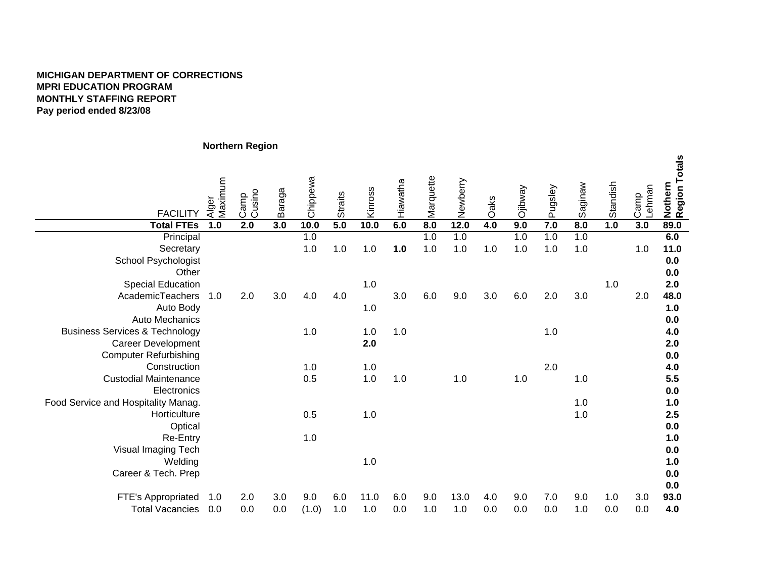**MICHIGAN DEPARTMENT OF CORRECTIONS**
**MPRI EDUCATION PROGRAM**
**MONTHLY STAFFING REPORT**
**Pay period ended 8/23/08**

**Northern Region**

| FACILITY | Alger Maximum | Camp Cusino | Baraga | Chippewa | Straits | Kinross | Hiawatha | Marquette | Newberry | Oaks | Ojibway | Pugsley | Saginaw | Standish | Camp Lehman | Nothern Region Totals |
|---|---|---|---|---|---|---|---|---|---|---|---|---|---|---|---|---|
| **Total FTEs** | **1.0** | **2.0** | **3.0** | **10.0** | **5.0** | **10.0** | **6.0** | **8.0** | **12.0** | **4.0** | **9.0** | **7.0** | **8.0** | **1.0** | **3.0** | **89.0** |
| Principal | | | | 1.0 | | | | 1.0 | 1.0 | | 1.0 | 1.0 | 1.0 | | | **6.0** |
| Secretary | | | | 1.0 | 1.0 | 1.0 | **1.0** | 1.0 | 1.0 | 1.0 | 1.0 | 1.0 | 1.0 | | 1.0 | **11.0** |
| School Psychologist | | | | | | | | | | | | | | | | **0.0** |
| Other | | | | | | | | | | | | | | | | **0.0** |
| Special Education | | | | | | 1.0 | | | | | | | | 1.0 | | **2.0** |
| AcademicTeachers | 1.0 | 2.0 | 3.0 | 4.0 | 4.0 | | 3.0 | 6.0 | 9.0 | 3.0 | 6.0 | 2.0 | 3.0 | | 2.0 | **48.0** |
| Auto Body | | | | | | 1.0 | | | | | | | | | | **1.0** |
| Auto Mechanics | | | | | | | | | | | | | | | | **0.0** |
| Business Services & Technology | | | | 1.0 | | 1.0 | 1.0 | | | | | 1.0 | | | | **4.0** |
| Career Development | | | | | | **2.0** | | | | | | | | | | **2.0** |
| Computer Refurbishing | | | | | | | | | | | | | | | | **0.0** |
| Construction | | | | 1.0 | | 1.0 | | | | | | 2.0 | | | | **4.0** |
| Custodial Maintenance | | | | 0.5 | | 1.0 | 1.0 | | 1.0 | | 1.0 | | 1.0 | | | **5.5** |
| Electronics | | | | | | | | | | | | | | | | **0.0** |
| Food Service and Hospitality Manag. | | | | | | | | | | | | | 1.0 | | | **1.0** |
| Horticulture | | | | 0.5 | | 1.0 | | | | | | | 1.0 | | | **2.5** |
| Optical | | | | | | | | | | | | | | | | **0.0** |
| Re-Entry | | | | 1.0 | | | | | | | | | | | | **1.0** |
| Visual Imaging Tech | | | | | | | | | | | | | | | | **0.0** |
| Welding | | | | | | 1.0 | | | | | | | | | | **1.0** |
| Career & Tech. Prep | | | | | | | | | | | | | | | | **0.0** |
| | | | | | | | | | | | | | | | | **0.0** |
| FTE's Appropriated | 1.0 | 2.0 | 3.0 | 9.0 | 6.0 | 11.0 | 6.0 | 9.0 | 13.0 | 4.0 | 9.0 | 7.0 | 9.0 | 1.0 | 3.0 | **93.0** |
| Total Vacancies | 0.0 | 0.0 | 0.0 | (1.0) | 1.0 | 1.0 | 0.0 | 1.0 | 1.0 | 0.0 | 0.0 | 0.0 | 1.0 | 0.0 | 0.0 | **4.0** |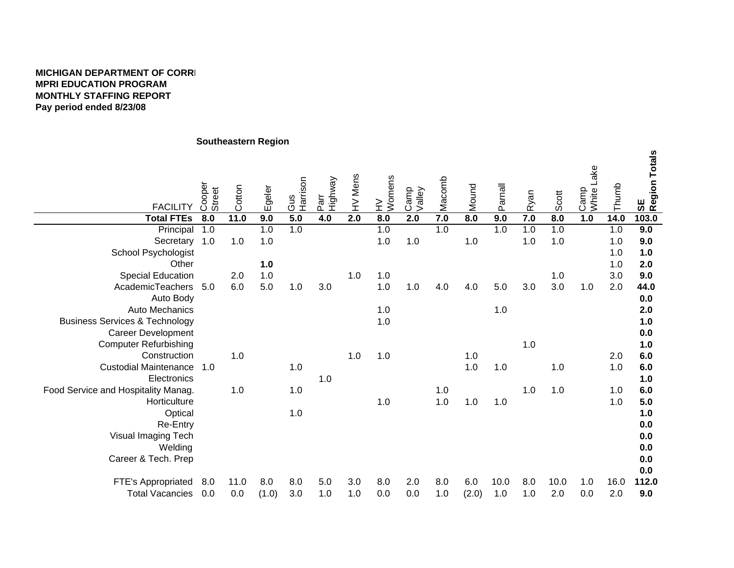**MICHIGAN DEPARTMENT OF CORRI**
**MPRI EDUCATION PROGRAM**
**MONTHLY STAFFING REPORT**
**Pay period ended 8/23/08**

**Southeastern Region**

| FACILITY | Cooper Street | Cotton | Egeler | Gus Harrison | Parr Highway | HV Mens | HV Womens | Camp Valley | Macomb | Mound | Parnall | Ryan | Scott | Camp White Lake | Thumb | **SE Region Totals** |
|---|---|---|---|---|---|---|---|---|---|---|---|---|---|---|---|---|
| **Total FTEs** | **8.0** | **11.0** | **9.0** | **5.0** | **4.0** | **2.0** | **8.0** | **2.0** | **7.0** | **8.0** | **9.0** | **7.0** | **8.0** | **1.0** | **14.0** | **103.0** |
| Principal | 1.0 | | 1.0 | 1.0 | | | 1.0 | | 1.0 | | 1.0 | 1.0 | 1.0 | | 1.0 | **9.0** |
| Secretary | 1.0 | 1.0 | 1.0 | | | | 1.0 | 1.0 | | 1.0 | | 1.0 | 1.0 | | 1.0 | **9.0** |
| School Psychologist | | | | | | | | | | | | | | | 1.0 | **1.0** |
| Other | | | **1.0** | | | | | | | | | | | | 1.0 | **2.0** |
| Special Education | | 2.0 | 1.0 | | | 1.0 | 1.0 | | | | | | 1.0 | | 3.0 | **9.0** |
| AcademicTeachers | 5.0 | 6.0 | 5.0 | 1.0 | 3.0 | | 1.0 | 1.0 | 4.0 | 4.0 | 5.0 | 3.0 | 3.0 | 1.0 | 2.0 | **44.0** |
| Auto Body | | | | | | | | | | | | | | | | **0.0** |
| Auto Mechanics | | | | | | | 1.0 | | | | 1.0 | | | | | **2.0** |
| Business Services & Technology | | | | | | | 1.0 | | | | | | | | | **1.0** |
| Career Development | | | | | | | | | | | | | | | | **0.0** |
| Computer Refurbishing | | | | | | | | | | | | 1.0 | | | | **1.0** |
| Construction | | 1.0 | | | | 1.0 | 1.0 | | | 1.0 | | | | | 2.0 | **6.0** |
| Custodial Maintenance | 1.0 | | | 1.0 | | | | | | 1.0 | 1.0 | | 1.0 | | 1.0 | **6.0** |
| Electronics | | | | | 1.0 | | | | | | | | | | | **1.0** |
| Food Service and Hospitality Manag. | | 1.0 | | 1.0 | | | | | 1.0 | | | 1.0 | 1.0 | | 1.0 | **6.0** |
| Horticulture | | | | | | | 1.0 | | 1.0 | 1.0 | 1.0 | | | | 1.0 | **5.0** |
| Optical | | | | 1.0 | | | | | | | | | | | | **1.0** |
| Re-Entry | | | | | | | | | | | | | | | | **0.0** |
| Visual Imaging Tech | | | | | | | | | | | | | | | | **0.0** |
| Welding | | | | | | | | | | | | | | | | **0.0** |
| Career & Tech. Prep | | | | | | | | | | | | | | | | **0.0** |
| | | | | | | | | | | | | | | | | **0.0** |
| FTE's Appropriated | 8.0 | 11.0 | 8.0 | 8.0 | 5.0 | 3.0 | 8.0 | 2.0 | 8.0 | 6.0 | 10.0 | 8.0 | 10.0 | 1.0 | 16.0 | **112.0** |
| Total Vacancies | 0.0 | 0.0 | (1.0) | 3.0 | 1.0 | 1.0 | 0.0 | 0.0 | 1.0 | (2.0) | 1.0 | 1.0 | 2.0 | 0.0 | 2.0 | **9.0** |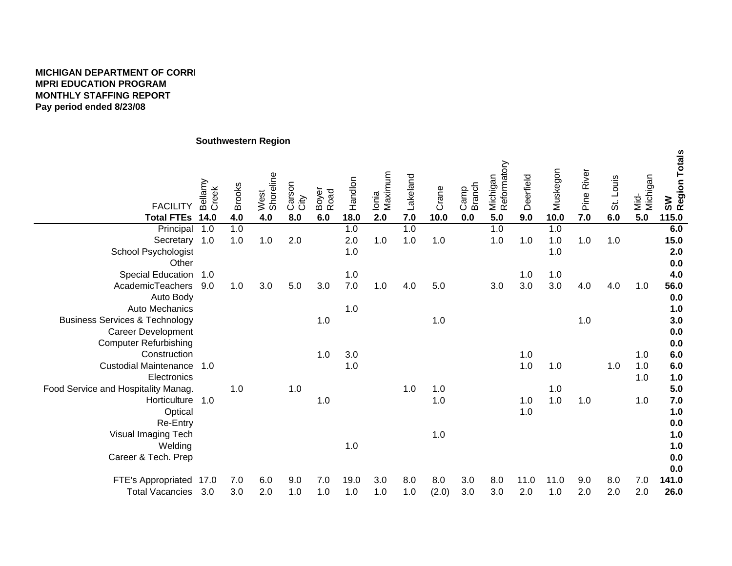**MICHIGAN DEPARTMENT OF CORR**
**MPRI EDUCATION PROGRAM**
**MONTHLY STAFFING REPORT**
**Pay period ended 8/23/08**

**Southwestern Region**

| FACILITY | Bellamy Creek | Brooks | West Shoreline | Carson City | Boyer Road | Handlon | Ionia Maximum | Lakeland | Crane | Camp Branch | Michigan Reformatory | Deerfield | Muskegon | Pine River | St. Louis | Mid-Michigan | **SW Region Totals** |
|---|---|---|---|---|---|---|---|---|---|---|---|---|---|---|---|---|---|
| **Total FTEs** | **14.0** | **4.0** | **4.0** | **8.0** | **6.0** | **18.0** | **2.0** | **7.0** | **10.0** | **0.0** | **5.0** | **9.0** | **10.0** | **7.0** | **6.0** | **5.0** | **115.0** |
| Principal | 1.0 | 1.0 | | | | 1.0 | | 1.0 | | | 1.0 | | 1.0 | | | | **6.0** |
| Secretary | 1.0 | 1.0 | 1.0 | 2.0 | | 2.0 | 1.0 | 1.0 | 1.0 | | 1.0 | 1.0 | 1.0 | 1.0 | 1.0 | | **15.0** |
| School Psychologist | | | | | | 1.0 | | | | | | | 1.0 | | | | **2.0** |
| Other | | | | | | | | | | | | | | | | | **0.0** |
| Special Education | 1.0 | | | | | 1.0 | | | | | | 1.0 | 1.0 | | | | **4.0** |
| AcademicTeachers | 9.0 | 1.0 | 3.0 | 5.0 | 3.0 | 7.0 | 1.0 | 4.0 | 5.0 | | 3.0 | 3.0 | 3.0 | 4.0 | 4.0 | 1.0 | **56.0** |
| Auto Body | | | | | | | | | | | | | | | | | **0.0** |
| Auto Mechanics | | | | | | 1.0 | | | | | | | | | | | **1.0** |
| Business Services & Technology | | | | | 1.0 | | | | 1.0 | | | | | 1.0 | | | **3.0** |
| Career Development | | | | | | | | | | | | | | | | | **0.0** |
| Computer Refurbishing | | | | | | | | | | | | | | | | | **0.0** |
| Construction | | | | | 1.0 | 3.0 | | | | | | 1.0 | | | | 1.0 | **6.0** |
| Custodial Maintenance | 1.0 | | | | | 1.0 | | | | | | 1.0 | 1.0 | | 1.0 | 1.0 | **6.0** |
| Electronics | | | | | | | | | | | | | | | | 1.0 | **1.0** |
| Food Service and Hospitality Manag. | | 1.0 | | 1.0 | | | | 1.0 | 1.0 | | | | 1.0 | | | | **5.0** |
| Horticulture | 1.0 | | | | 1.0 | | | | 1.0 | | | 1.0 | 1.0 | 1.0 | | 1.0 | **7.0** |
| Optical | | | | | | | | | | | | 1.0 | | | | | **1.0** |
| Re-Entry | | | | | | | | | | | | | | | | | **0.0** |
| Visual Imaging Tech | | | | | | | | | 1.0 | | | | | | | | **1.0** |
| Welding | | | | | | 1.0 | | | | | | | | | | | **1.0** |
| Career & Tech. Prep | | | | | | | | | | | | | | | | | **0.0** |
| | | | | | | | | | | | | | | | | | **0.0** |
| FTE's Appropriated | 17.0 | 7.0 | 6.0 | 9.0 | 7.0 | 19.0 | 3.0 | 8.0 | 8.0 | 3.0 | 8.0 | 11.0 | 11.0 | 9.0 | 8.0 | 7.0 | **141.0** |
| Total Vacancies | 3.0 | 3.0 | 2.0 | 1.0 | 1.0 | 1.0 | 1.0 | 1.0 | (2.0) | 3.0 | 3.0 | 2.0 | 1.0 | 2.0 | 2.0 | 2.0 | **26.0** |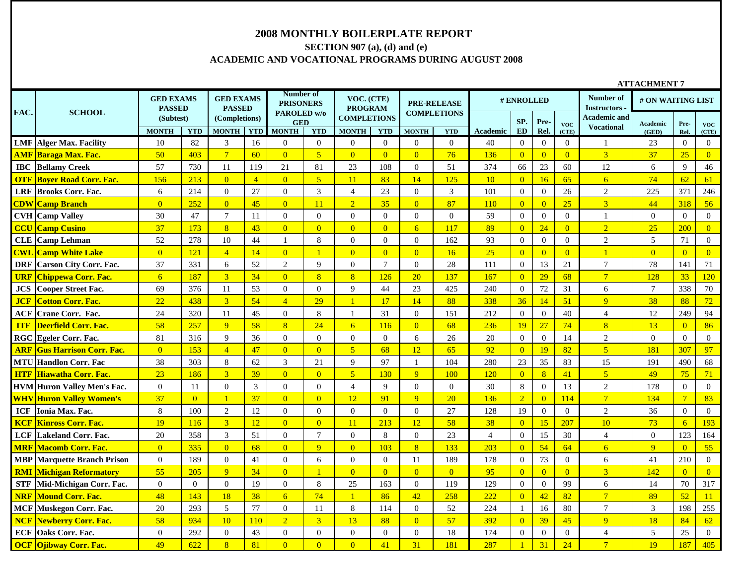# 2008 MONTHLY BOILERPLATE REPORT

## SECTION 907 (a), (d) and (e)

## ACADEMIC AND VOCATIONAL PROGRAMS DURING AUGUST 2008

ATTACHMENT 7

| FAC. | SCHOOL | GED EXAMS PASSED (Subtest) | | GED EXAMS PASSED (Completions) | | Number of PRISONERS PAROLED w/o GED | | VOC. (CTE) PROGRAM COMPLETIONS | | PRE-RELEASE COMPLETIONS | | # ENROLLED | | | | Number of Instructors - Academic and Vocational | # ON WAITING LIST | | |
|---|---|---|---|---|---|---|---|---|---|---|---|---|---|---|---|---|---|---|---|
| | | MONTH | YTD | MONTH | YTD | MONTH | YTD | MONTH | YTD | MONTH | YTD | Academic | SP. ED | Pre-Rel. | VOC (CTE) | | Academic (GED) | Pre-Rel. | VOC (CTE) |
| LMF | Alger Max. Facility | 10 | 82 | 3 | 16 | 0 | 0 | 0 | 0 | 0 | 0 | 40 | 0 | 0 | 0 | 1 | 23 | 0 | 0 |
| AMF | Baraga Max. Fac. | 50 | 403 | 7 | 60 | 0 | 5 | 0 | 0 | 0 | 76 | 136 | 0 | 0 | 0 | 3 | 37 | 25 | 0 |
| IBC | Bellamy Creek | 57 | 730 | 11 | 119 | 21 | 81 | 23 | 108 | 0 | 51 | 374 | 66 | 23 | 60 | 12 | 6 | 9 | 46 |
| OTF | Boyer Road Corr. Fac. | 156 | 213 | 0 | 4 | 0 | 5 | 11 | 83 | 14 | 125 | 10 | 0 | 16 | 65 | 6 | 74 | 62 | 61 |
| LRF | Brooks Corr. Fac. | 6 | 214 | 0 | 27 | 0 | 3 | 4 | 23 | 0 | 3 | 101 | 0 | 0 | 26 | 2 | 225 | 371 | 246 |
| CDW | Camp Branch | 0 | 252 | 0 | 45 | 0 | 11 | 2 | 35 | 0 | 87 | 110 | 0 | 0 | 25 | 3 | 44 | 318 | 56 |
| CVH | Camp Valley | 30 | 47 | 7 | 11 | 0 | 0 | 0 | 0 | 0 | 0 | 59 | 0 | 0 | 0 | 1 | 0 | 0 | 0 |
| CCU | Camp Cusino | 37 | 173 | 8 | 43 | 0 | 0 | 0 | 0 | 6 | 117 | 89 | 0 | 24 | 0 | 2 | 25 | 200 | 0 |
| CLE | Camp Lehman | 52 | 278 | 10 | 44 | 1 | 8 | 0 | 0 | 0 | 162 | 93 | 0 | 0 | 0 | 2 | 5 | 71 | 0 |
| CWL | Camp White Lake | 0 | 121 | 4 | 14 | 0 | 1 | 0 | 0 | 0 | 16 | 25 | 0 | 0 | 0 | 1 | 0 | 0 | 0 |
| DRF | Carson City Corr. Fac. | 37 | 331 | 6 | 52 | 2 | 9 | 0 | 7 | 0 | 28 | 111 | 0 | 13 | 21 | 7 | 78 | 141 | 71 |
| URF | Chippewa Corr. Fac. | 6 | 187 | 3 | 34 | 0 | 8 | 8 | 126 | 20 | 137 | 167 | 0 | 29 | 68 | 7 | 128 | 33 | 120 |
| JCS | Cooper Street Fac. | 69 | 376 | 11 | 53 | 0 | 0 | 9 | 44 | 23 | 425 | 240 | 0 | 72 | 31 | 6 | 7 | 338 | 70 |
| JCF | Cotton Corr. Fac. | 22 | 438 | 3 | 54 | 4 | 29 | 1 | 17 | 14 | 88 | 338 | 36 | 14 | 51 | 9 | 38 | 88 | 72 |
| ACF | Crane Corr. Fac. | 24 | 320 | 11 | 45 | 0 | 8 | 1 | 31 | 0 | 151 | 212 | 0 | 0 | 40 | 4 | 12 | 249 | 94 |
| ITF | Deerfield Corr. Fac. | 58 | 257 | 9 | 58 | 8 | 24 | 6 | 116 | 0 | 68 | 236 | 19 | 27 | 74 | 8 | 13 | 0 | 86 |
| RGC | Egeler Corr. Fac. | 81 | 316 | 9 | 36 | 0 | 0 | 0 | 0 | 6 | 26 | 20 | 0 | 0 | 14 | 2 | 0 | 0 | 0 |
| ARF | Gus Harrison Corr. Fac. | 0 | 153 | 4 | 47 | 0 | 0 | 5 | 68 | 12 | 65 | 92 | 0 | 19 | 82 | 5 | 181 | 307 | 97 |
| MTU | Handlon Corr. Fac | 38 | 303 | 8 | 62 | 3 | 21 | 9 | 97 | 1 | 104 | 280 | 23 | 35 | 83 | 15 | 191 | 490 | 68 |
| HTF | Hiawatha Corr. Fac. | 23 | 186 | 3 | 39 | 0 | 0 | 5 | 130 | 9 | 100 | 120 | 0 | 8 | 41 | 5 | 49 | 75 | 71 |
| HVM | Huron Valley Men's Fac. | 0 | 11 | 0 | 3 | 0 | 0 | 4 | 9 | 0 | 0 | 30 | 8 | 0 | 13 | 2 | 178 | 0 | 0 |
| WHV | Huron Valley Women's | 37 | 0 | 1 | 37 | 0 | 0 | 12 | 91 | 9 | 20 | 136 | 2 | 0 | 114 | 7 | 134 | 7 | 83 |
| ICF | Ionia Max. Fac. | 8 | 100 | 2 | 12 | 0 | 0 | 0 | 0 | 0 | 27 | 128 | 19 | 0 | 0 | 2 | 36 | 0 | 0 |
| KCF | Kinross Corr. Fac. | 19 | 116 | 3 | 12 | 0 | 0 | 11 | 213 | 12 | 58 | 38 | 0 | 15 | 207 | 10 | 73 | 6 | 193 |
| LCF | Lakeland Corr. Fac. | 20 | 358 | 3 | 51 | 0 | 7 | 0 | 8 | 0 | 23 | 4 | 0 | 15 | 30 | 4 | 0 | 123 | 164 |
| MRF | Macomb Corr. Fac. | 0 | 335 | 0 | 68 | 0 | 9 | 0 | 103 | 8 | 133 | 203 | 0 | 54 | 64 | 6 | 9 | 0 | 55 |
| MBP | Marquette Branch Prison | 0 | 189 | 0 | 41 | 0 | 6 | 0 | 0 | 11 | 189 | 178 | 0 | 73 | 0 | 6 | 41 | 210 | 0 |
| RMI | Michigan Reformatory | 55 | 205 | 9 | 34 | 0 | 1 | 0 | 0 | 0 | 0 | 95 | 0 | 0 | 0 | 3 | 142 | 0 | 0 |
| STF | Mid-Michigan Corr. Fac. | 0 | 0 | 0 | 19 | 0 | 8 | 25 | 163 | 0 | 119 | 129 | 0 | 0 | 99 | 6 | 14 | 70 | 317 |
| NRF | Mound Corr. Fac. | 48 | 143 | 18 | 38 | 6 | 74 | 1 | 86 | 42 | 258 | 222 | 0 | 42 | 82 | 7 | 89 | 52 | 11 |
| MCF | Muskegon Corr. Fac. | 20 | 293 | 5 | 77 | 0 | 11 | 8 | 114 | 0 | 52 | 224 | 1 | 16 | 80 | 7 | 3 | 198 | 255 |
| NCF | Newberry Corr. Fac. | 58 | 934 | 10 | 110 | 2 | 3 | 13 | 88 | 0 | 57 | 392 | 0 | 39 | 45 | 9 | 18 | 84 | 62 |
| ECF | Oaks Corr. Fac. | 0 | 292 | 0 | 43 | 0 | 0 | 0 | 0 | 0 | 18 | 174 | 0 | 0 | 0 | 4 | 5 | 25 | 0 |
| OCF | Ojibway Corr. Fac. | 49 | 622 | 8 | 81 | 0 | 0 | 0 | 41 | 31 | 181 | 287 | 1 | 31 | 24 | 7 | 19 | 187 | 405 |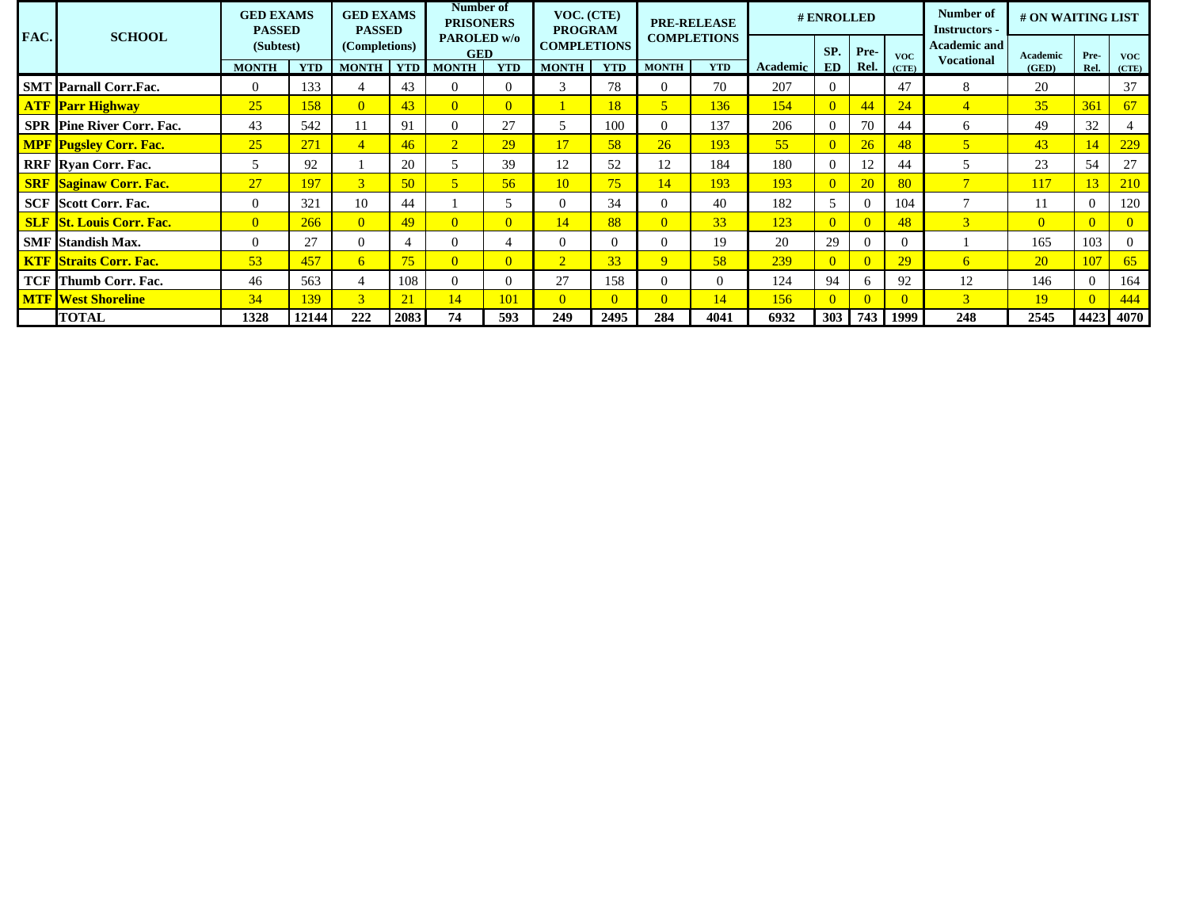| FAC. | SCHOOL | GED EXAMS PASSED (Subtest) | | GED EXAMS PASSED (Completions) | | Number of PRISONERS PAROLED w/o GED | | VOC. (CTE) PROGRAM COMPLETIONS | | PRE-RELEASE COMPLETIONS | | # ENROLLED | | | | Number of Instructors - Academic and Vocational | # ON WAITING LIST | | |
|---|---|---|---|---|---|---|---|---|---|---|---|---|---|---|---|---|---|---|---|
| | | MONTH | YTD | MONTH | YTD | MONTH | YTD | MONTH | YTD | MONTH | YTD | Academic | SP. ED | Pre-Rel. | VOC (CTE) | | Academic (GED) | Pre-Rel. | VOC (CTE) |
| SMT | Parnall Corr.Fac. | 0 | 133 | 4 | 43 | 0 | 0 | 3 | 78 | 0 | 70 | 207 | 0 | | 47 | 8 | 20 | | 37 |
| ATF | Parr Highway | 25 | 158 | 0 | 43 | 0 | 0 | 1 | 18 | 5 | 136 | 154 | 0 | 44 | 24 | 4 | 35 | 361 | 67 |
| SPR | Pine River Corr. Fac. | 43 | 542 | 11 | 91 | 0 | 27 | 5 | 100 | 0 | 137 | 206 | 0 | 70 | 44 | 6 | 49 | 32 | 4 |
| MPF | Pugsley Corr. Fac. | 25 | 271 | 4 | 46 | 2 | 29 | 17 | 58 | 26 | 193 | 55 | 0 | 26 | 48 | 5 | 43 | 14 | 229 |
| RRF | Ryan Corr. Fac. | 5 | 92 | 1 | 20 | 5 | 39 | 12 | 52 | 12 | 184 | 180 | 0 | 12 | 44 | 5 | 23 | 54 | 27 |
| SRF | Saginaw Corr. Fac. | 27 | 197 | 3 | 50 | 5 | 56 | 10 | 75 | 14 | 193 | 193 | 0 | 20 | 80 | 7 | 117 | 13 | 210 |
| SCF | Scott Corr. Fac. | 0 | 321 | 10 | 44 | 1 | 5 | 0 | 34 | 0 | 40 | 182 | 5 | 0 | 104 | 7 | 11 | 0 | 120 |
| SLF | St. Louis Corr. Fac. | 0 | 266 | 0 | 49 | 0 | 0 | 14 | 88 | 0 | 33 | 123 | 0 | 0 | 48 | 3 | 0 | 0 | 0 |
| SMF | Standish Max. | 0 | 27 | 0 | 4 | 0 | 4 | 0 | 0 | 0 | 19 | 20 | 29 | 0 | 0 | 1 | 165 | 103 | 0 |
| KTF | Straits Corr. Fac. | 53 | 457 | 6 | 75 | 0 | 0 | 2 | 33 | 9 | 58 | 239 | 0 | 0 | 29 | 6 | 20 | 107 | 65 |
| TCF | Thumb Corr. Fac. | 46 | 563 | 4 | 108 | 0 | 0 | 27 | 158 | 0 | 0 | 124 | 94 | 6 | 92 | 12 | 146 | 0 | 164 |
| MTF | West Shoreline | 34 | 139 | 3 | 21 | 14 | 101 | 0 | 0 | 0 | 14 | 156 | 0 | 0 | 0 | 3 | 19 | 0 | 444 |
| | **TOTAL** | **1328** | **12144** | **222** | **2083** | **74** | **593** | **249** | **2495** | **284** | **4041** | **6932** | **303** | **743** | **1999** | **248** | **2545** | **4423** | **4070** |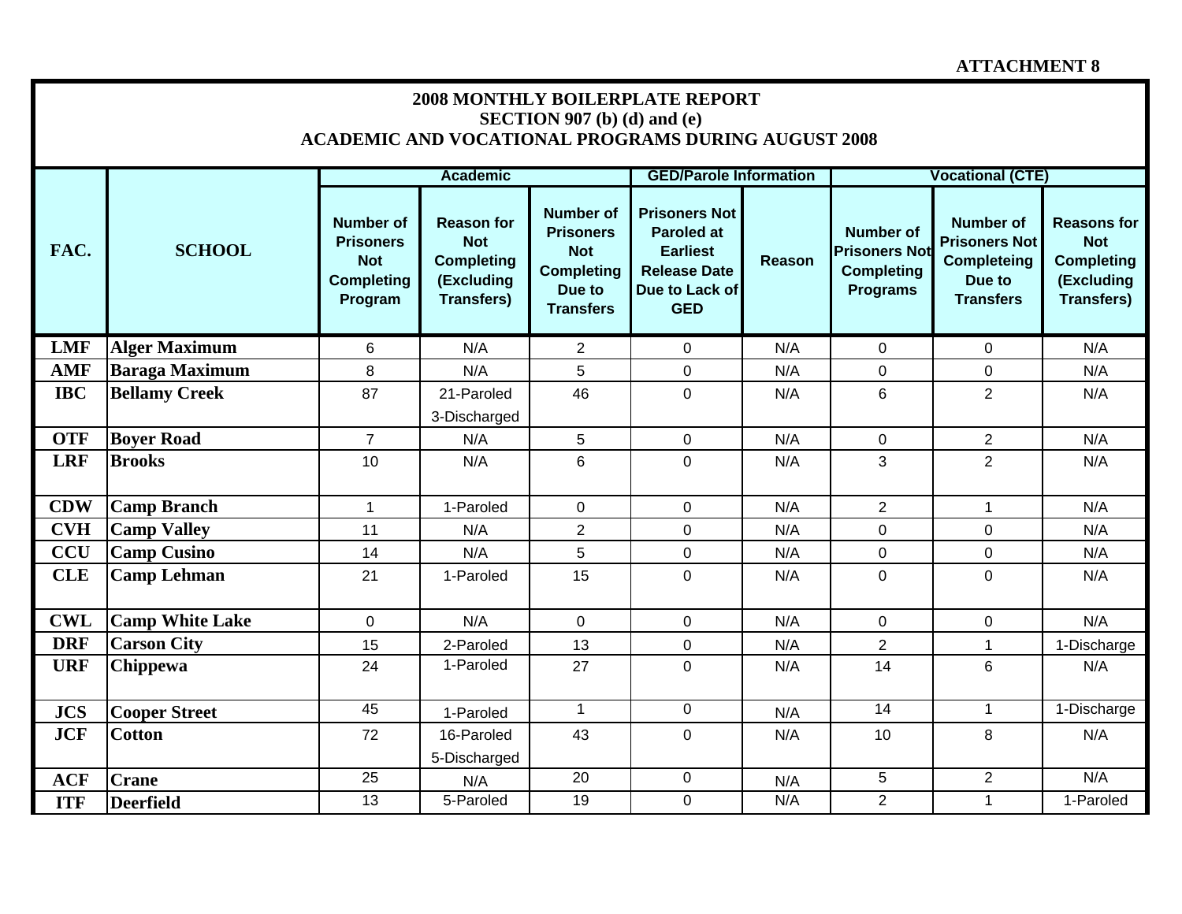ATTACHMENT 8

**2008 MONTHLY BOILERPLATE REPORT**
**SECTION 907 (b) (d) and (e)**
**ACADEMIC AND VOCATIONAL PROGRAMS DURING AUGUST 2008**

| FAC. | SCHOOL | Academic | | | GED/Parole Information | | Vocational (CTE) | | |
|---|---|---|---|---|---|---|---|---|---|
| | | Number of Prisoners Not Completing Program | Reason for Not Completing (Excluding Transfers) | Number of Prisoners Not Completing Due to Transfers | Prisoners Not Paroled at Earliest Release Date Due to Lack of GED | Reason | Number of Prisoners Not Completing Programs | Number of Prisoners Not Completeing Due to Transfers | Reasons for Not Completing (Excluding Transfers) |
| LMF | Alger Maximum | 6 | N/A | 2 | 0 | N/A | 0 | 0 | N/A |
| AMF | Baraga Maximum | 8 | N/A | 5 | 0 | N/A | 0 | 0 | N/A |
| IBC | Bellamy Creek | 87 | 21-Paroled 3-Discharged | 46 | 0 | N/A | 6 | 2 | N/A |
| OTF | Boyer Road | 7 | N/A | 5 | 0 | N/A | 0 | 2 | N/A |
| LRF | Brooks | 10 | N/A | 6 | 0 | N/A | 3 | 2 | N/A |
| CDW | Camp Branch | 1 | 1-Paroled | 0 | 0 | N/A | 2 | 1 | N/A |
| CVH | Camp Valley | 11 | N/A | 2 | 0 | N/A | 0 | 0 | N/A |
| CCU | Camp Cusino | 14 | N/A | 5 | 0 | N/A | 0 | 0 | N/A |
| CLE | Camp Lehman | 21 | 1-Paroled | 15 | 0 | N/A | 0 | 0 | N/A |
| CWL | Camp White Lake | 0 | N/A | 0 | 0 | N/A | 0 | 0 | N/A |
| DRF | Carson City | 15 | 2-Paroled | 13 | 0 | N/A | 2 | 1 | 1-Discharge |
| URF | Chippewa | 24 | 1-Paroled | 27 | 0 | N/A | 14 | 6 | N/A |
| JCS | Cooper Street | 45 | 1-Paroled | 1 | 0 | N/A | 14 | 1 | 1-Discharge |
| JCF | Cotton | 72 | 16-Paroled 5-Discharged | 43 | 0 | N/A | 10 | 8 | N/A |
| ACF | Crane | 25 | N/A | 20 | 0 | N/A | 5 | 2 | N/A |
| ITF | Deerfield | 13 | 5-Paroled | 19 | 0 | N/A | 2 | 1 | 1-Paroled |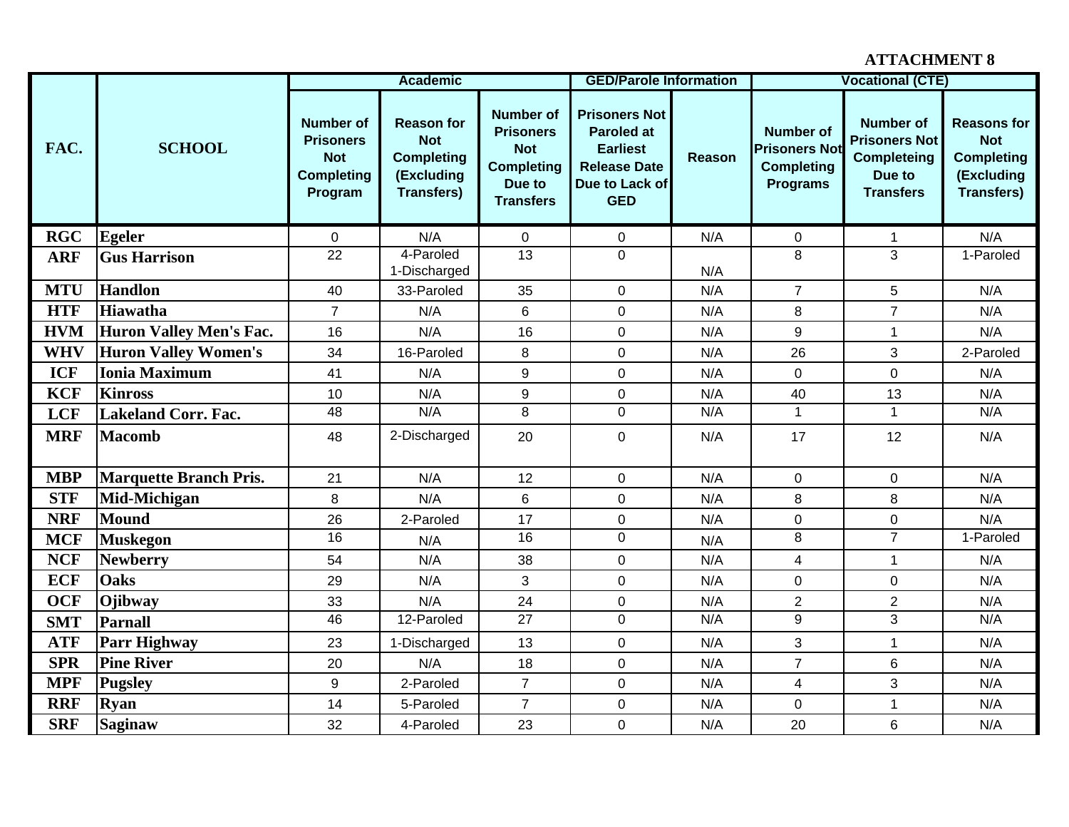**ATTACHMENT 8**

| FAC. | SCHOOL | Academic | | | GED/Parole Information | | Vocational (CTE) | | |
|---|---|---|---|---|---|---|---|---|---|
| | | Number of Prisoners Not Completing Program | Reason for Not Completing (Excluding Transfers) | Number of Prisoners Not Completing Due to Transfers | Prisoners Not Paroled at Earliest Release Date Due to Lack of GED | Reason | Number of Prisoners Not Completing Programs | Number of Prisoners Not Completeing Due to Transfers | Reasons for Not Completing (Excluding Transfers) |
| RGC | Egeler | 0 | N/A | 0 | 0 | N/A | 0 | 1 | N/A |
| ARF | Gus Harrison | 22 | 4-Paroled 1-Discharged | 13 | 0 | N/A | 8 | 3 | 1-Paroled |
| MTU | Handlon | 40 | 33-Paroled | 35 | 0 | N/A | 7 | 5 | N/A |
| HTF | Hiawatha | 7 | N/A | 6 | 0 | N/A | 8 | 7 | N/A |
| HVM | Huron Valley Men's Fac. | 16 | N/A | 16 | 0 | N/A | 9 | 1 | N/A |
| WHV | Huron Valley Women's | 34 | 16-Paroled | 8 | 0 | N/A | 26 | 3 | 2-Paroled |
| ICF | Ionia Maximum | 41 | N/A | 9 | 0 | N/A | 0 | 0 | N/A |
| KCF | Kinross | 10 | N/A | 9 | 0 | N/A | 40 | 13 | N/A |
| LCF | Lakeland Corr. Fac. | 48 | N/A | 8 | 0 | N/A | 1 | 1 | N/A |
| MRF | Macomb | 48 | 2-Discharged | 20 | 0 | N/A | 17 | 12 | N/A |
| MBP | Marquette Branch Pris. | 21 | N/A | 12 | 0 | N/A | 0 | 0 | N/A |
| STF | Mid-Michigan | 8 | N/A | 6 | 0 | N/A | 8 | 8 | N/A |
| NRF | Mound | 26 | 2-Paroled | 17 | 0 | N/A | 0 | 0 | N/A |
| MCF | Muskegon | 16 | N/A | 16 | 0 | N/A | 8 | 7 | 1-Paroled |
| NCF | Newberry | 54 | N/A | 38 | 0 | N/A | 4 | 1 | N/A |
| ECF | Oaks | 29 | N/A | 3 | 0 | N/A | 0 | 0 | N/A |
| OCF | Ojibway | 33 | N/A | 24 | 0 | N/A | 2 | 2 | N/A |
| SMT | Parnall | 46 | 12-Paroled | 27 | 0 | N/A | 9 | 3 | N/A |
| ATF | Parr Highway | 23 | 1-Discharged | 13 | 0 | N/A | 3 | 1 | N/A |
| SPR | Pine River | 20 | N/A | 18 | 0 | N/A | 7 | 6 | N/A |
| MPF | Pugsley | 9 | 2-Paroled | 7 | 0 | N/A | 4 | 3 | N/A |
| RRF | Ryan | 14 | 5-Paroled | 7 | 0 | N/A | 0 | 1 | N/A |
| SRF | Saginaw | 32 | 4-Paroled | 23 | 0 | N/A | 20 | 6 | N/A |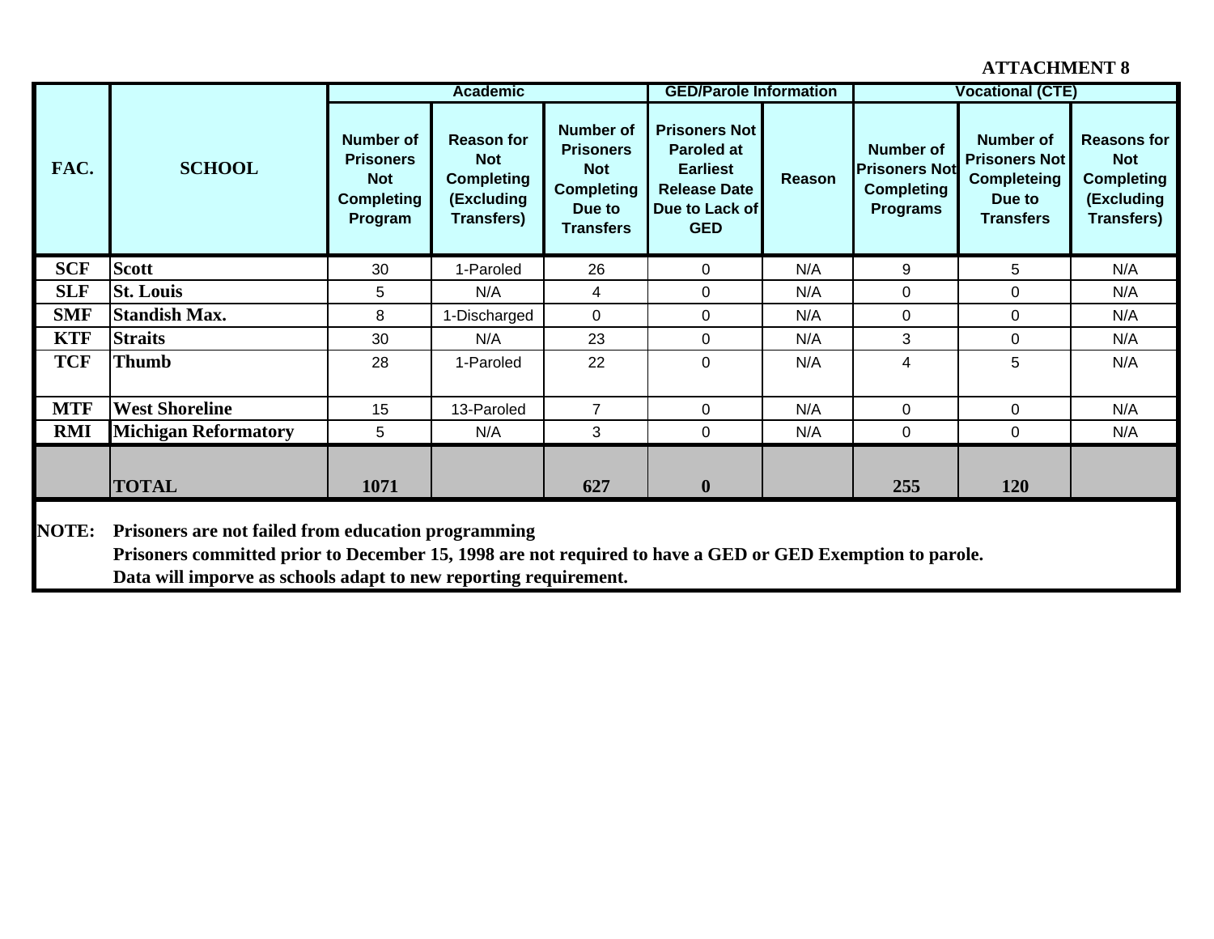**ATTACHMENT 8**

| FAC. | SCHOOL | Academic | | | GED/Parole Information | | Vocational (CTE) | | |
|---|---|---|---|---|---|---|---|---|---|
| | | Number of Prisoners Not Completing Program | Reason for Not Completing (Excluding Transfers) | Number of Prisoners Not Completing Due to Transfers | Prisoners Not Paroled at Earliest Release Date Due to Lack of GED | Reason | Number of Prisoners Not Completing Programs | Number of Prisoners Not Completeing Due to Transfers | Reasons for Not Completing (Excluding Transfers) |
| SCF | Scott | 30 | 1-Paroled | 26 | 0 | N/A | 9 | 5 | N/A |
| SLF | St. Louis | 5 | N/A | 4 | 0 | N/A | 0 | 0 | N/A |
| SMF | Standish Max. | 8 | 1-Discharged | 0 | 0 | N/A | 0 | 0 | N/A |
| KTF | Straits | 30 | N/A | 23 | 0 | N/A | 3 | 0 | N/A |
| TCF | Thumb | 28 | 1-Paroled | 22 | 0 | N/A | 4 | 5 | N/A |
| MTF | West Shoreline | 15 | 13-Paroled | 7 | 0 | N/A | 0 | 0 | N/A |
| RMI | Michigan Reformatory | 5 | N/A | 3 | 0 | N/A | 0 | 0 | N/A |
| | **TOTAL** | **1071** | | **627** | **0** | | **255** | **120** | |

**NOTE:** **Prisoners are not failed from education programming**
**Prisoners committed prior to December 15, 1998 are not required to have a GED or GED Exemption to parole.**
**Data will imporve as schools adapt to new reporting requirement.**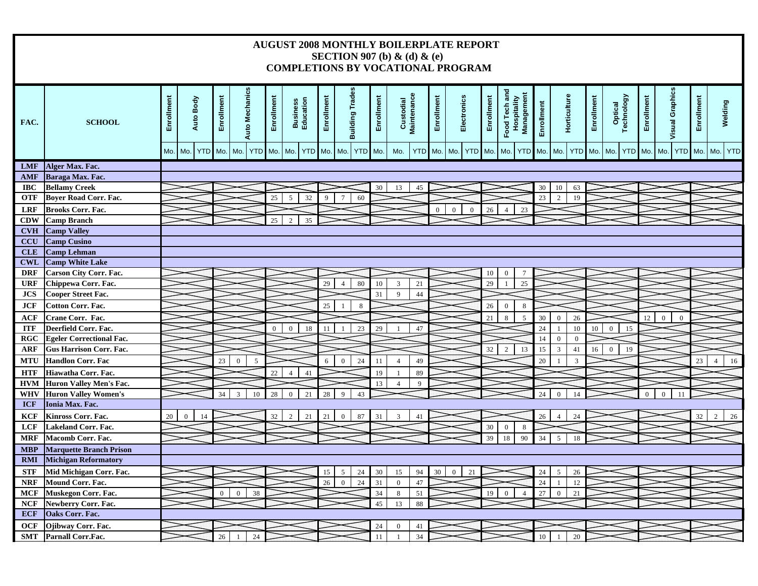# AUGUST 2008 MONTHLY BOILERPLATE REPORT
## SECTION 907 (b) & (d) & (e)
## COMPLETIONS BY VOCATIONAL PROGRAM

| FAC. | SCHOOL | Enrollment | Auto Body | | Enrollment | Auto Mechanics | | Enrollment | Business Education | | Enrollment | Building Trades | | Enrollment | Custodial Maintenance | | Enrollment | Electronics | | Enrollment | Food Tech and Hospitality Management | | Enrollment | Horticulture | | Enrollment | Optical Technology | | Enrollment | Visual Graphics | | Enrollment | Welding | |
|---|---|---|---|---|---|---|---|---|---|---|---|---|---|---|---|---|---|---|---|---|---|---|---|---|---|---|---|---|---|---|---|---|---|---|
| | | Mo. | Mo. | YTD | Mo. | Mo. | YTD | Mo. | Mo. | YTD | Mo. | Mo. | YTD | Mo. | Mo. | YTD | Mo. | Mo. | YTD | Mo. | Mo. | YTD | Mo. | Mo. | YTD | Mo. | Mo. | YTD | Mo. | Mo. | YTD | Mo. | Mo. | YTD |
| LMF | Alger Max. Fac. | | | | | | | | | | | | | | | | | | | | | | | | | | | | | | | | | |
| AMF | Baraga Max. Fac. | | | | | | | | | | | | | | | | | | | | | | | | | | | | | | | | | |
| IBC | Bellamy Creek | | | | | | | | | | | | | 30 | 13 | 45 | | | | | | | 30 | 10 | 63 | | | | | | | | | |
| OTF | Boyer Road Corr. Fac. | | | | | | | 25 | 5 | 32 | 9 | 7 | 60 | | | | | | | | | | 23 | 2 | 19 | | | | | | | | | |
| LRF | Brooks Corr. Fac. | | | | | | | | | | | | | | | | 0 | 0 | 0 | 26 | 4 | 23 | | | | | | | | | | | | |
| CDW | Camp Branch | | | | | | | 25 | 2 | 35 | | | | | | | | | | | | | | | | | | | | | | | | |
| CVH | Camp Valley | | | | | | | | | | | | | | | | | | | | | | | | | | | | | | | | | |
| CCU | Camp Cusino | | | | | | | | | | | | | | | | | | | | | | | | | | | | | | | | | |
| CLE | Camp Lehman | | | | | | | | | | | | | | | | | | | | | | | | | | | | | | | | | |
| CWL | Camp White Lake | | | | | | | | | | | | | | | | | | | | | | | | | | | | | | | | | |
| DRF | Carson City Corr. Fac. | | | | | | | | | | | | | | | | | | | 10 | 0 | 7 | | | | | | | | | | | | |
| URF | Chippewa Corr. Fac. | | | | | | | | | | 29 | 4 | 80 | 10 | 3 | 21 | | | | 29 | 1 | 25 | | | | | | | | | | | | |
| JCS | Cooper Street Fac. | | | | | | | | | | | | | 31 | 9 | 44 | | | | | | | | | | | | | | | | | | |
| JCF | Cotton Corr. Fac. | | | | | | | | | | 25 | 1 | 8 | | | | | | | 26 | 0 | 8 | | | | | | | | | | | | |
| ACF | Crane Corr. Fac. | | | | | | | | | | | | | | | | | | | 21 | 8 | 5 | 30 | 0 | 26 | | | | 12 | 0 | 0 | | | |
| ITF | Deerfield Corr. Fac. | | | | | | | 0 | 0 | 18 | 11 | 1 | 23 | 29 | 1 | 47 | | | | | | | 24 | 1 | 10 | 10 | 0 | 15 | | | | | | |
| RGC | Egeler Correctional Fac. | | | | | | | | | | | | | | | | | | | | | | 14 | 0 | 0 | | | | | | | | | |
| ARF | Gus Harrison Corr. Fac. | | | | | | | | | | | | | | | | | | | 32 | 2 | 13 | 15 | 3 | 41 | 16 | 0 | 19 | | | | | | |
| MTU | Handlon Corr. Fac | | | | 23 | 0 | 5 | | | | 6 | 0 | 24 | 11 | 4 | 49 | | | | | | | 20 | 1 | 3 | | | | | | | 23 | 4 | 16 |
| HTF | Hiawatha Corr. Fac. | | | | | | | 22 | 4 | 41 | | | | 19 | 1 | 89 | | | | | | | | | | | | | | | | | | |
| HVM | Huron Valley Men's Fac. | | | | | | | | | | | | | 13 | 4 | 9 | | | | | | | | | | | | | | | | | | |
| WHV | Huron Valley Women's | | | | 34 | 3 | 10 | 28 | 0 | 21 | 28 | 9 | 43 | | | | | | | | | | 24 | 0 | 14 | | | | 0 | 0 | 11 | | | |
| ICF | Ionia Max. Fac. | | | | | | | | | | | | | | | | | | | | | | | | | | | | | | | | | |
| KCF | Kinross Corr. Fac. | 20 | 0 | 14 | | | | 32 | 2 | 21 | 21 | 0 | 87 | 31 | 3 | 41 | | | | | | | 26 | 4 | 24 | | | | | | | 32 | 2 | 26 |
| LCF | Lakeland Corr. Fac. | | | | | | | | | | | | | | | | | | | 30 | 0 | 8 | | | | | | | | | | | | |
| MRF | Macomb Corr. Fac. | | | | | | | | | | | | | | | | | | | 39 | 18 | 90 | 34 | 5 | 18 | | | | | | | | | |
| MBP | Marquette Branch Prison | | | | | | | | | | | | | | | | | | | | | | | | | | | | | | | | | |
| RMI | Michigan Reformatory | | | | | | | | | | | | | | | | | | | | | | | | | | | | | | | | | |
| STF | Mid Michigan Corr. Fac. | | | | | | | | | | 15 | 5 | 24 | 30 | 15 | 94 | 30 | 0 | 21 | | | | 24 | 5 | 26 | | | | | | | | | |
| NRF | Mound Corr. Fac. | | | | | | | | | | 26 | 0 | 24 | 31 | 0 | 47 | | | | | | | 24 | 1 | 12 | | | | | | | | | |
| MCF | Muskegon Corr. Fac. | | | | 0 | 0 | 38 | | | | | | | 34 | 8 | 51 | | | | 19 | 0 | 4 | 27 | 0 | 21 | | | | | | | | | |
| NCF | Newberry Corr. Fac. | | | | | | | | | | | | | 45 | 13 | 88 | | | | | | | | | | | | | | | | | | |
| ECF | Oaks Corr. Fac. | | | | | | | | | | | | | | | | | | | | | | | | | | | | | | | | | |
| OCF | Ojibway Corr. Fac. | | | | | | | | | | | | | 24 | 0 | 41 | | | | | | | | | | | | | | | | | | |
| SMT | Parnall Corr.Fac. | | | | 26 | 1 | 24 | | | | | | | 11 | 1 | 34 | | | | | | | 10 | 1 | 20 | | | | | | | | | |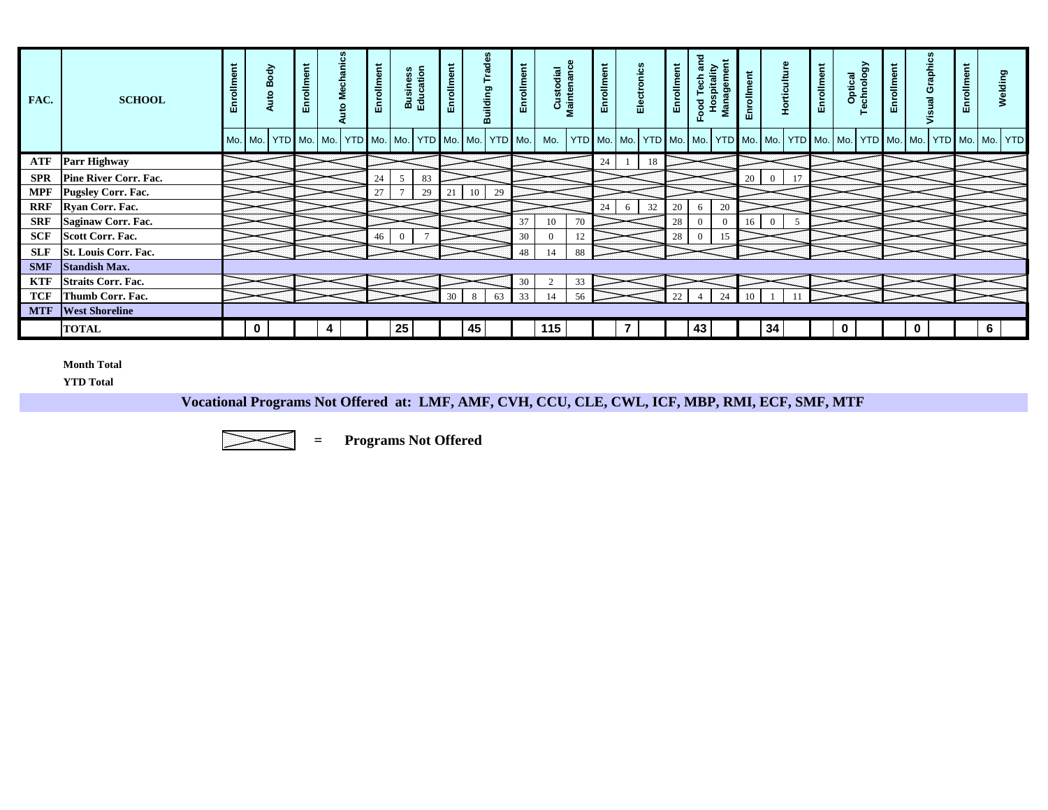| FAC. | SCHOOL | Enrollment | Auto Body | | Enrollment | Auto Mechanics | | Enrollment | Business Education | | Enrollment | Building Trades | | Enrollment | Custodial Maintenance | | Enrollment | Electronics | | Enrollment | Food Tech and Hospitality Management | | Enrollment | Horticulture | | Enrollment | Optical Technology | | Enrollment | Visual Graphics | | Enrollment | Welding | |
|---|---|---|---|---|---|---|---|---|---|---|---|---|---|---|---|---|---|---|---|---|---|---|---|---|---|---|---|---|---|---|---|---|---|---|
| | | Mo. | Mo. | YTD | Mo. | Mo. | YTD | Mo. | Mo. | YTD | Mo. | Mo. | YTD | Mo. | Mo. | YTD | Mo. | Mo. | YTD | Mo. | Mo. | YTD | Mo. | Mo. | YTD | Mo. | Mo. | YTD | Mo. | Mo. | YTD | Mo. | Mo. | YTD |
| ATF | Parr Highway | | | | | | | | | | | | | | | | 24 | 1 | 18 | | | | | | | | | | | | | | | |
| SPR | Pine River Corr. Fac. | | | | | | | 24 | 5 | 83 | | | | | | | | | | | | | 20 | 0 | 17 | | | | | | | | | |
| MPF | Pugsley Corr. Fac. | | | | | | | 27 | 7 | 29 | 21 | 10 | 29 | | | | | | | | | | | | | | | | | | | | | |
| RRF | Ryan Corr. Fac. | | | | | | | | | | | | | | | | 24 | 6 | 32 | 20 | 6 | 20 | | | | | | | | | | | | |
| SRF | Saginaw Corr. Fac. | | | | | | | | | | | | | 37 | 10 | 70 | | | | 28 | 0 | 0 | 16 | 0 | 5 | | | | | | | | | |
| SCF | Scott Corr. Fac. | | | | | | | 46 | 0 | 7 | | | | 30 | 0 | 12 | | | | 28 | 0 | 15 | | | | | | | | | | | | |
| SLF | St. Louis Corr. Fac. | | | | | | | | | | | | | 48 | 14 | 88 | | | | | | | | | | | | | | | | | | |
| SMF | Standish Max. | | | | | | | | | | | | | | | | | | | | | | | | | | | | | | | | | |
| KTF | Straits Corr. Fac. | | | | | | | | | | | | | 30 | 2 | 33 | | | | | | | | | | | | | | | | | | |
| TCF | Thumb Corr. Fac. | | | | | | | | | | 30 | 8 | 63 | 33 | 14 | 56 | | | | 22 | 4 | 24 | 10 | 1 | 11 | | | | | | | | | |
| MTF | West Shoreline | | | | | | | | | | | | | | | | | | | | | | | | | | | | | | | | | |
| | TOTAL | | 0 | | | 4 | | | 25 | | | 45 | | | 115 | | | 7 | | | 43 | | | 34 | | | 0 | | | 0 | | | 6 | |

**Month Total**

**YTD Total**

**Vocational Programs Not Offered at: LMF, AMF, CVH, CCU, CLE, CWL, ICF, MBP, RMI, ECF, SMF, MTF**

[crossed box] = **Programs Not Offered**